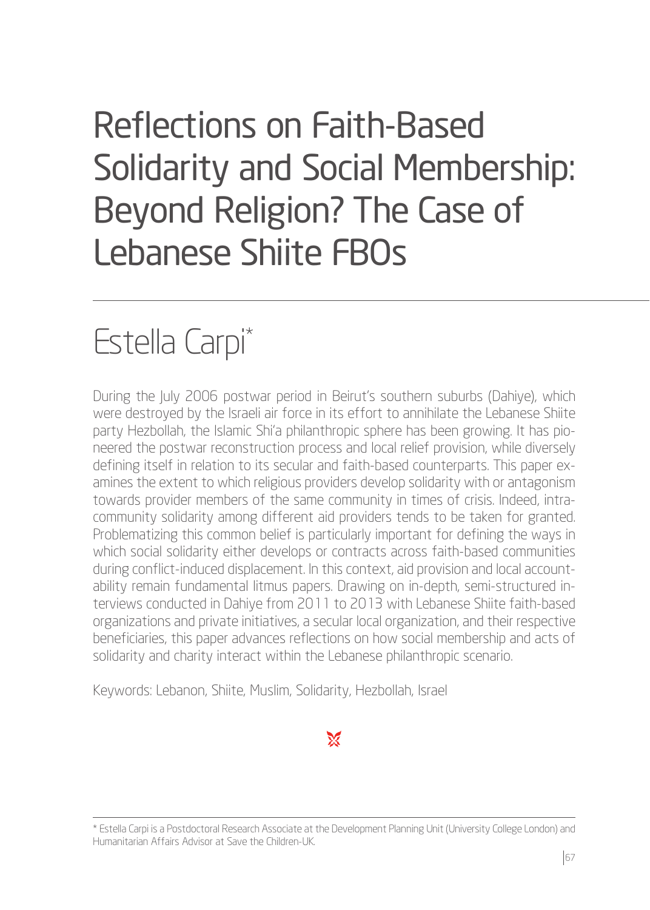# Reflections on Faith-Based Solidarity and Social Membership: Beyond Religion? The Case of Lebanese Shiite FBOs

## Estella Carpi*

During the July 2006 postwar period in Beirut's southern suburbs (Dahiye), which were destroyed by the Israeli air force in its effort to annihilate the Lebanese Shiite party Hezbollah, the Islamic Shi'a philanthropic sphere has been growing. It has pioneered the postwar reconstruction process and local relief provision, while diversely defining itself in relation to its secular and faith-based counterparts. This paper examines the extent to which religious providers develop solidarity with or antagonism towards provider members of the same community in times of crisis. Indeed, intra-community solidarity among different aid providers tends to be taken for granted. Problematizing this common belief is particularly important for defining the ways in which social solidarity either develops or contracts across faith-based communities during conflict-induced displacement. In this context, aid provision and local accountability remain fundamental litmus papers. Drawing on in-depth, semi-structured interviews conducted in Dahiye from 2011 to 2013 with Lebanese Shiite faith-based organizations and private initiatives, a secular local organization, and their respective beneficiaries, this paper advances reflections on how social membership and acts of solidarity and charity interact within the Lebanese philanthropic scenario.

Keywords: Lebanon, Shiite, Muslim, Solidarity, Hezbollah, Israel

---

\* Estella Carpi is a Postdoctoral Research Associate at the Development Planning Unit (University College London) and Humanitarian Affairs Advisor at Save the Children-UK.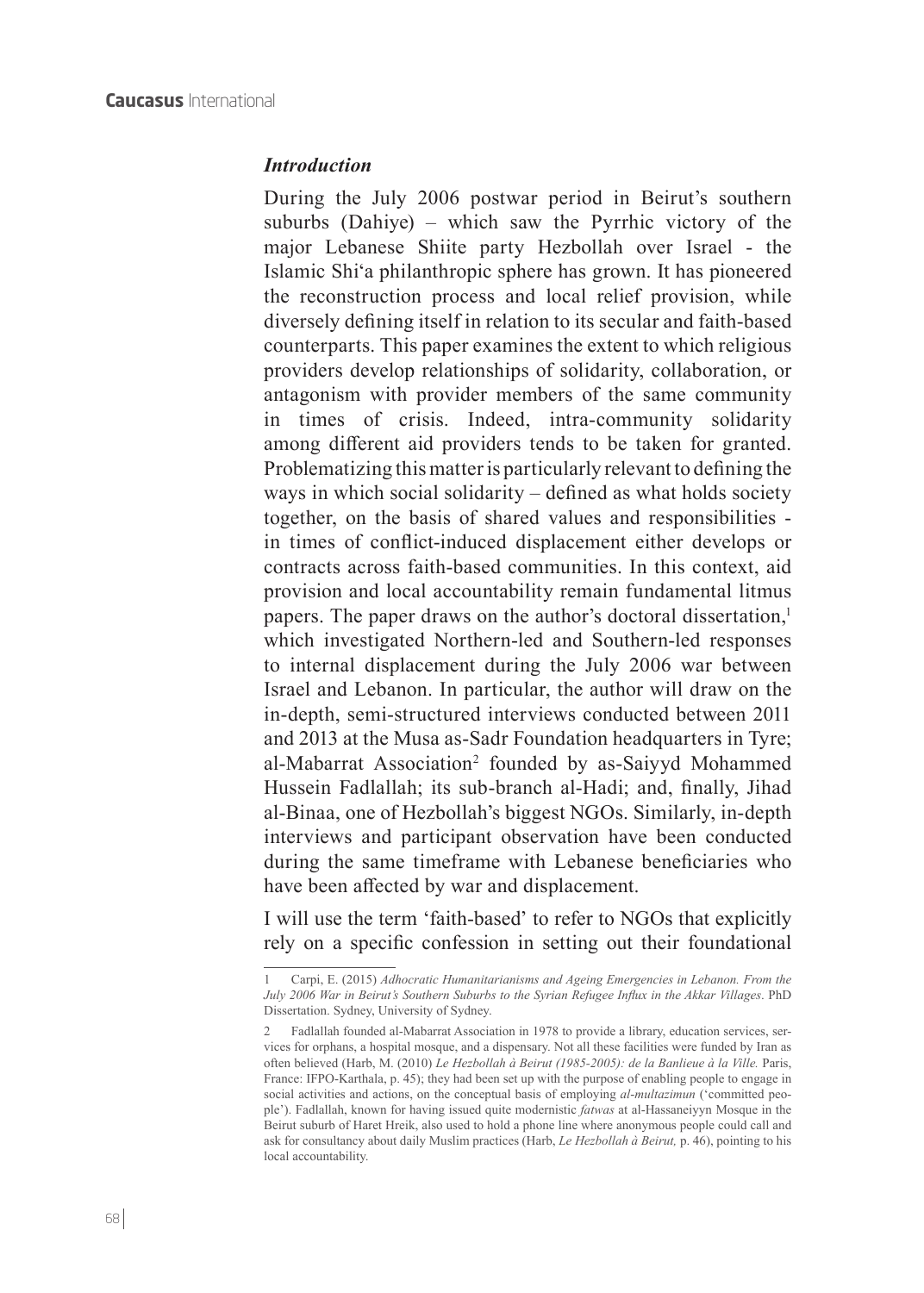### *Introduction*

During the July 2006 postwar period in Beirut's southern suburbs (Dahiye) – which saw the Pyrrhic victory of the major Lebanese Shiite party Hezbollah over Israel - the Islamic Shi'a philanthropic sphere has grown. It has pioneered the reconstruction process and local relief provision, while diversely defining itself in relation to its secular and faith-based counterparts. This paper examines the extent to which religious providers develop relationships of solidarity, collaboration, or antagonism with provider members of the same community in times of crisis. Indeed, intra-community solidarity among different aid providers tends to be taken for granted. Problematizing this matter is particularly relevant to defining the ways in which social solidarity – defined as what holds society together, on the basis of shared values and responsibilities - in times of conflict-induced displacement either develops or contracts across faith-based communities. In this context, aid provision and local accountability remain fundamental litmus papers. The paper draws on the author's doctoral dissertation,[1] which investigated Northern-led and Southern-led responses to internal displacement during the July 2006 war between Israel and Lebanon. In particular, the author will draw on the in-depth, semi-structured interviews conducted between 2011 and 2013 at the Musa as-Sadr Foundation headquarters in Tyre; al-Mabarrat Association[2] founded by as-Saiyyd Mohammed Hussein Fadlallah; its sub-branch al-Hadi; and, finally, Jihad al-Binaa, one of Hezbollah's biggest NGOs. Similarly, in-depth interviews and participant observation have been conducted during the same timeframe with Lebanese beneficiaries who have been affected by war and displacement.

I will use the term 'faith-based' to refer to NGOs that explicitly rely on a specific confession in setting out their foundational

---

1 Carpi, E. (2015) *Adhocratic Humanitarianisms and Ageing Emergencies in Lebanon. From the July 2006 War in Beirut's Southern Suburbs to the Syrian Refugee Influx in the Akkar Villages*. PhD Dissertation. Sydney, University of Sydney.

2 Fadlallah founded al-Mabarrat Association in 1978 to provide a library, education services, services for orphans, a hospital mosque, and a dispensary. Not all these facilities were funded by Iran as often believed (Harb, M. (2010) *Le Hezbollah à Beirut (1985-2005): de la Banlieue à la Ville.* Paris, France: IFPO-Karthala, p. 45); they had been set up with the purpose of enabling people to engage in social activities and actions, on the conceptual basis of employing *al-multazimun* ('committed people'). Fadlallah, known for having issued quite modernistic *fatwas* at al-Hassaneiyyn Mosque in the Beirut suburb of Haret Hreik, also used to hold a phone line where anonymous people could call and ask for consultancy about daily Muslim practices (Harb, *Le Hezbollah à Beirut,* p. 46), pointing to his local accountability.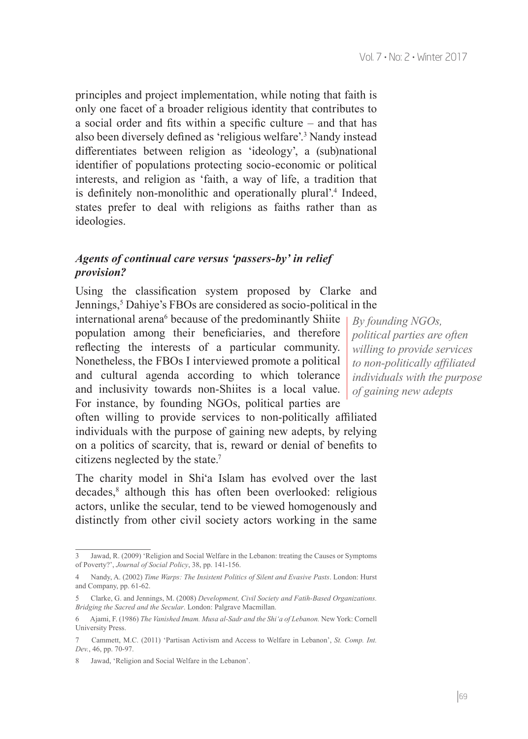principles and project implementation, while noting that faith is only one facet of a broader religious identity that contributes to a social order and fits within a specific culture – and that has also been diversely defined as 'religious welfare'.[3] Nandy instead differentiates between religion as 'ideology', a (sub)national identifier of populations protecting socio-economic or political interests, and religion as 'faith, a way of life, a tradition that is definitely non-monolithic and operationally plural'.[4] Indeed, states prefer to deal with religions as faiths rather than as ideologies.

### *Agents of continual care versus 'passers-by' in relief provision?*

Using the classification system proposed by Clarke and Jennings,[5] Dahiye's FBOs are considered as socio-political in the international arena[6] because of the predominantly Shiite population among their beneficiaries, and therefore reflecting the interests of a particular community. Nonetheless, the FBOs I interviewed promote a political and cultural agenda according to which tolerance and inclusivity towards non-Shiites is a local value. For instance, by founding NGOs, political parties are often willing to provide services to non-politically affiliated individuals with the purpose of gaining new adepts, by relying on a politics of scarcity, that is, reward or denial of benefits to citizens neglected by the state.[7]

*By founding NGOs, political parties are often willing to provide services to non-politically affiliated individuals with the purpose of gaining new adepts*

The charity model in Shi'a Islam has evolved over the last decades,[8] although this has often been overlooked: religious actors, unlike the secular, tend to be viewed homogenously and distinctly from other civil society actors working in the same

---

3 Jawad, R. (2009) 'Religion and Social Welfare in the Lebanon: treating the Causes or Symptoms of Poverty?', *Journal of Social Policy*, 38, pp. 141-156.

4 Nandy, A. (2002) *Time Warps: The Insistent Politics of Silent and Evasive Pasts*. London: Hurst and Company, pp. 61-62.

5 Clarke, G. and Jennings, M. (2008) *Development, Civil Society and Fatih-Based Organizations. Bridging the Sacred and the Secular*. London: Palgrave Macmillan.

6 Ajami, F. (1986) *The Vanished Imam. Musa al-Sadr and the Shi'a of Lebanon*. New York: Cornell University Press.

7 Cammett, M.C. (2011) 'Partisan Activism and Access to Welfare in Lebanon', *St. Comp. Int. Dev.*, 46, pp. 70-97.

8 Jawad, 'Religion and Social Welfare in the Lebanon'.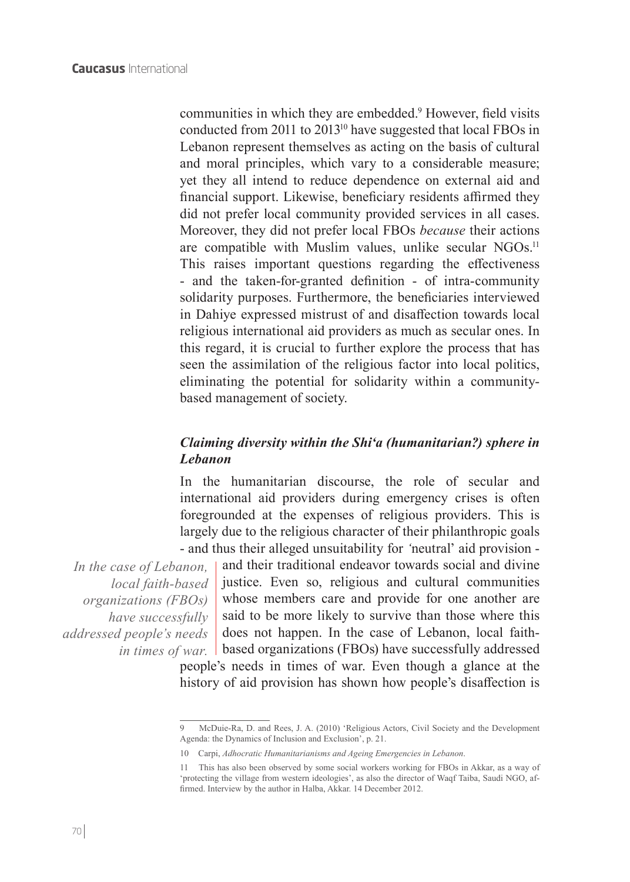communities in which they are embedded.[9] However, field visits conducted from 2011 to 2013[10] have suggested that local FBOs in Lebanon represent themselves as acting on the basis of cultural and moral principles, which vary to a considerable measure; yet they all intend to reduce dependence on external aid and financial support. Likewise, beneficiary residents affirmed they did not prefer local community provided services in all cases. Moreover, they did not prefer local FBOs *because* their actions are compatible with Muslim values, unlike secular NGOs.[11] This raises important questions regarding the effectiveness - and the taken-for-granted definition - of intra-community solidarity purposes. Furthermore, the beneficiaries interviewed in Dahiye expressed mistrust of and disaffection towards local religious international aid providers as much as secular ones. In this regard, it is crucial to further explore the process that has seen the assimilation of the religious factor into local politics, eliminating the potential for solidarity within a community-based management of society.

### *Claiming diversity within the Shi'a (humanitarian?) sphere in Lebanon*

In the humanitarian discourse, the role of secular and international aid providers during emergency crises is often foregrounded at the expenses of religious providers. This is largely due to the religious character of their philanthropic goals - and thus their alleged unsuitability for 'neutral' aid provision - and their traditional endeavor towards social and divine justice. Even so, religious and cultural communities whose members care and provide for one another are said to be more likely to survive than those where this does not happen. In the case of Lebanon, local faith-based organizations (FBOs) have successfully addressed people's needs in times of war. Even though a glance at the history of aid provision has shown how people's disaffection is

*In the case of Lebanon, local faith-based organizations (FBOs) have successfully addressed people's needs in times of war.*

---

9 McDuie-Ra, D. and Rees, J. A. (2010) 'Religious Actors, Civil Society and the Development Agenda: the Dynamics of Inclusion and Exclusion', p. 21.

10 Carpi, *Adhocratic Humanitarianisms and Ageing Emergencies in Lebanon*.

11 This has also been observed by some social workers working for FBOs in Akkar, as a way of 'protecting the village from western ideologies', as also the director of Waqf Taiba, Saudi NGO, affirmed. Interview by the author in Halba, Akkar. 14 December 2012.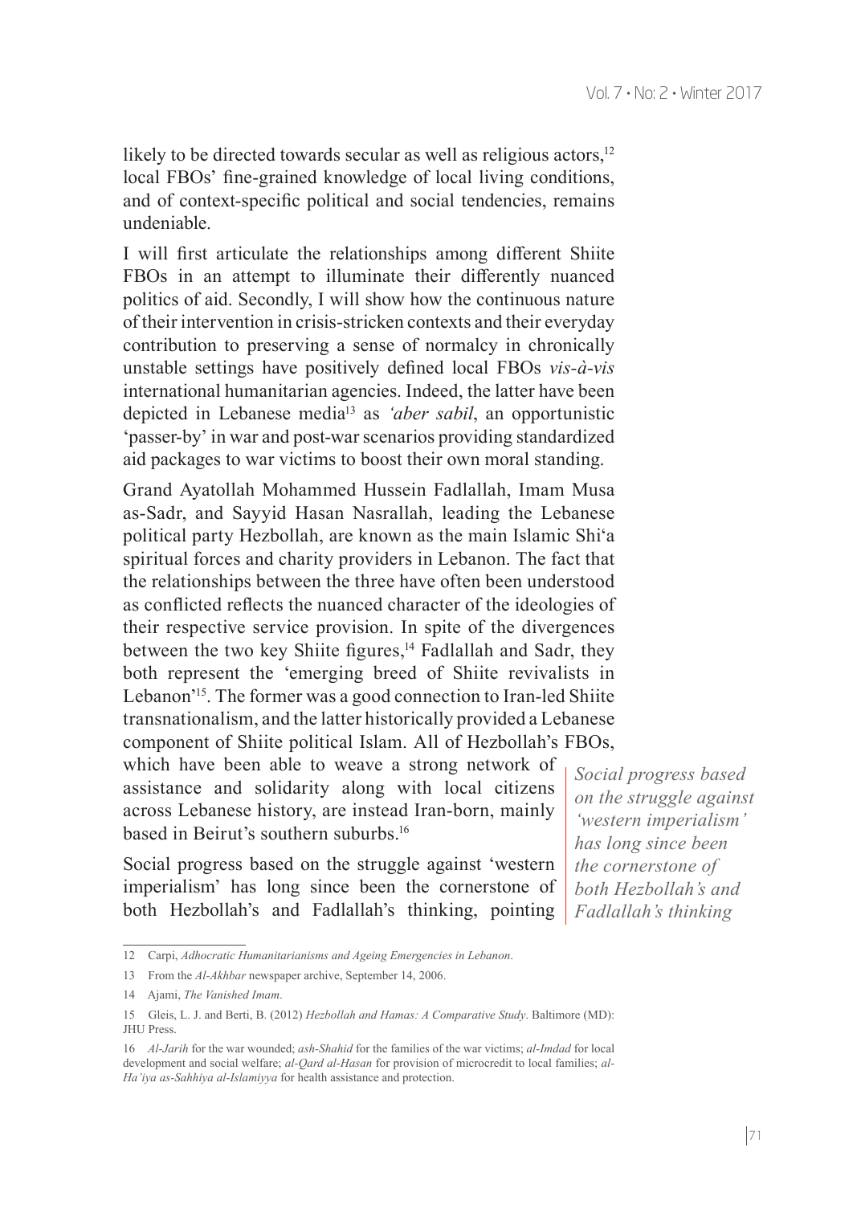likely to be directed towards secular as well as religious actors,[12] local FBOs' fine-grained knowledge of local living conditions, and of context-specific political and social tendencies, remains undeniable.

I will first articulate the relationships among different Shiite FBOs in an attempt to illuminate their differently nuanced politics of aid. Secondly, I will show how the continuous nature of their intervention in crisis-stricken contexts and their everyday contribution to preserving a sense of normalcy in chronically unstable settings have positively defined local FBOs *vis-à-vis* international humanitarian agencies. Indeed, the latter have been depicted in Lebanese media[13] as *'aber sabil*, an opportunistic 'passer-by' in war and post-war scenarios providing standardized aid packages to war victims to boost their own moral standing.

Grand Ayatollah Mohammed Hussein Fadlallah, Imam Musa as-Sadr, and Sayyid Hasan Nasrallah, leading the Lebanese political party Hezbollah, are known as the main Islamic Shi'a spiritual forces and charity providers in Lebanon. The fact that the relationships between the three have often been understood as conflicted reflects the nuanced character of the ideologies of their respective service provision. In spite of the divergences between the two key Shiite figures,[14] Fadlallah and Sadr, they both represent the 'emerging breed of Shiite revivalists in Lebanon'[15]. The former was a good connection to Iran-led Shiite transnationalism, and the latter historically provided a Lebanese component of Shiite political Islam. All of Hezbollah's FBOs, which have been able to weave a strong network of assistance and solidarity along with local citizens across Lebanese history, are instead Iran-born, mainly based in Beirut's southern suburbs.[16]

> *Social progress based on the struggle against 'western imperialism' has long since been the cornerstone of both Hezbollah's and Fadlallah's thinking*

Social progress based on the struggle against 'western imperialism' has long since been the cornerstone of both Hezbollah's and Fadlallah's thinking, pointing

---

12 Carpi, *Adhocratic Humanitarianisms and Ageing Emergencies in Lebanon*.

13 From the *Al-Akhbar* newspaper archive, September 14, 2006.

14 Ajami, *The Vanished Imam*.

15 Gleis, L. J. and Berti, B. (2012) *Hezbollah and Hamas: A Comparative Study*. Baltimore (MD): JHU Press.

16 *Al-Jarih* for the war wounded; *ash-Shahid* for the families of the war victims; *al-Imdad* for local development and social welfare; *al-Qard al-Hasan* for provision of microcredit to local families; *al-Ha'iya as-Sahhiya al-Islamiyya* for health assistance and protection.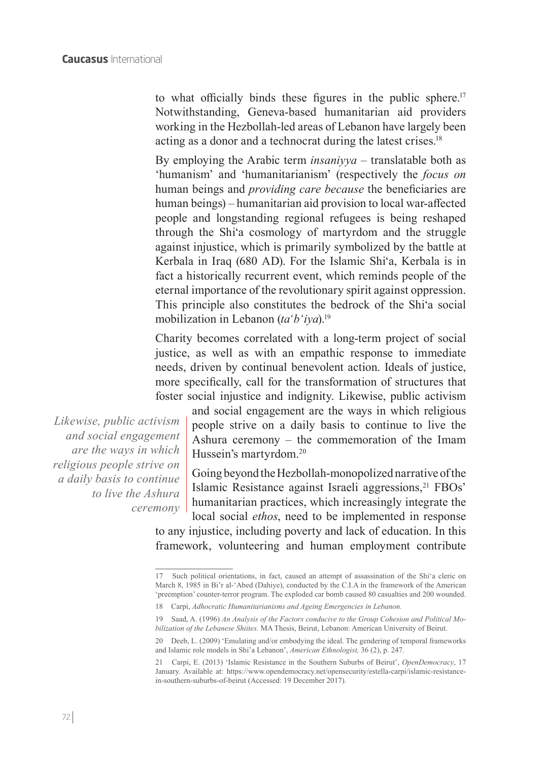to what officially binds these figures in the public sphere.[17] Notwithstanding, Geneva-based humanitarian aid providers working in the Hezbollah-led areas of Lebanon have largely been acting as a donor and a technocrat during the latest crises.[18]

By employing the Arabic term *insaniyya* – translatable both as 'humanism' and 'humanitarianism' (respectively the *focus on* human beings and *providing care because* the beneficiaries are human beings) – humanitarian aid provision to local war-affected people and longstanding regional refugees is being reshaped through the Shi'a cosmology of martyrdom and the struggle against injustice, which is primarily symbolized by the battle at Kerbala in Iraq (680 AD). For the Islamic Shi'a, Kerbala is in fact a historically recurrent event, which reminds people of the eternal importance of the revolutionary spirit against oppression. This principle also constitutes the bedrock of the Shi'a social mobilization in Lebanon (*ta'b'iya*).[19]

Charity becomes correlated with a long-term project of social justice, as well as with an empathic response to immediate needs, driven by continual benevolent action. Ideals of justice, more specifically, call for the transformation of structures that foster social injustice and indignity. Likewise, public activism and social engagement are the ways in which religious people strive on a daily basis to continue to live the Ashura ceremony – the commemoration of the Imam Hussein's martyrdom.[20]

*Likewise, public activism and social engagement are the ways in which religious people strive on a daily basis to continue to live the Ashura ceremony*

Going beyond the Hezbollah-monopolized narrative of the Islamic Resistance against Israeli aggressions,[21] FBOs' humanitarian practices, which increasingly integrate the local social *ethos*, need to be implemented in response to any injustice, including poverty and lack of education. In this framework, volunteering and human employment contribute

---

17 Such political orientations, in fact, caused an attempt of assassination of the Shi'a cleric on March 8, 1985 in Bi'r al-'Abed (Dahiye), conducted by the C.I.A in the framework of the American 'preemption' counter-terror program. The exploded car bomb caused 80 casualties and 200 wounded.

18 Carpi, *Adhocratic Humanitarianisms and Ageing Emergencies in Lebanon.*

19 Saad, A. (1996) *An Analysis of the Factors conducive to the Group Cohesion and Political Mobilization of the Lebanese Shiites.* MA Thesis, Beirut, Lebanon: American University of Beirut.

20 Deeb, L. (2009) 'Emulating and/or embodying the ideal. The gendering of temporal frameworks and Islamic role models in Shi'a Lebanon', *American Ethnologist,* 36 (2), p. 247.

21 Carpi, E. (2013) 'Islamic Resistance in the Southern Suburbs of Beirut', *OpenDemocracy*, 17 January. Available at: https://www.opendemocracy.net/opensecurity/estella-carpi/islamic-resistance-in-southern-suburbs-of-beirut (Accessed: 19 December 2017).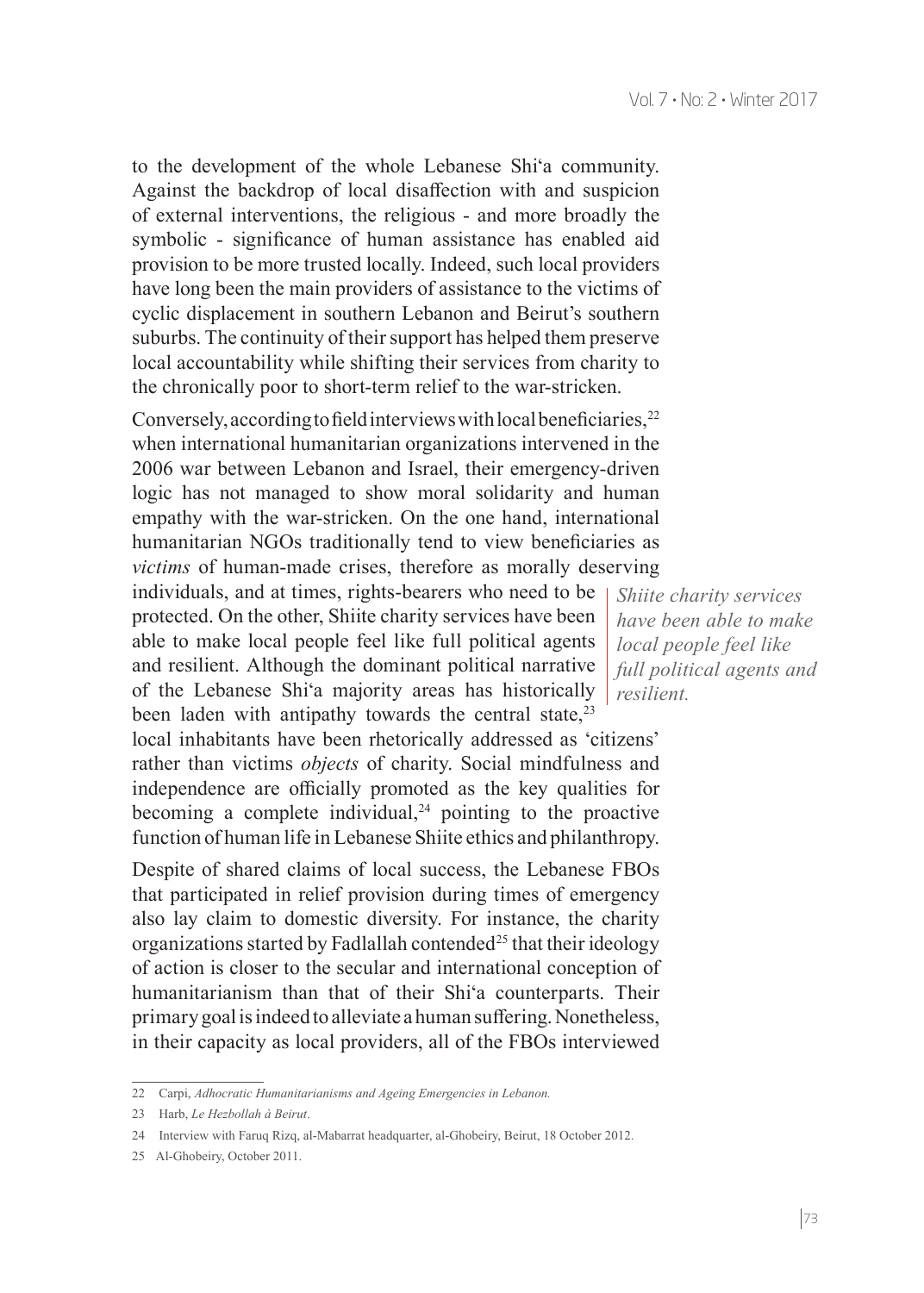to the development of the whole Lebanese Shi'a community. Against the backdrop of local disaffection with and suspicion of external interventions, the religious - and more broadly the symbolic - significance of human assistance has enabled aid provision to be more trusted locally. Indeed, such local providers have long been the main providers of assistance to the victims of cyclic displacement in southern Lebanon and Beirut's southern suburbs. The continuity of their support has helped them preserve local accountability while shifting their services from charity to the chronically poor to short-term relief to the war-stricken.

Conversely, according to field interviews with local beneficiaries,[22] when international humanitarian organizations intervened in the 2006 war between Lebanon and Israel, their emergency-driven logic has not managed to show moral solidarity and human empathy with the war-stricken. On the one hand, international humanitarian NGOs traditionally tend to view beneficiaries as *victims* of human-made crises, therefore as morally deserving individuals, and at times, rights-bearers who need to be protected. On the other, Shiite charity services have been able to make local people feel like full political agents and resilient. Although the dominant political narrative of the Lebanese Shi'a majority areas has historically been laden with antipathy towards the central state,[23] local inhabitants have been rhetorically addressed as 'citizens' rather than victims *objects* of charity. Social mindfulness and independence are officially promoted as the key qualities for becoming a complete individual,[24] pointing to the proactive function of human life in Lebanese Shiite ethics and philanthropy.

> *Shiite charity services have been able to make local people feel like full political agents and resilient.*

Despite of shared claims of local success, the Lebanese FBOs that participated in relief provision during times of emergency also lay claim to domestic diversity. For instance, the charity organizations started by Fadlallah contended[25] that their ideology of action is closer to the secular and international conception of humanitarianism than that of their Shi'a counterparts. Their primary goal is indeed to alleviate a human suffering. Nonetheless, in their capacity as local providers, all of the FBOs interviewed

---

22 Carpi, *Adhocratic Humanitarianisms and Ageing Emergencies in Lebanon.*

23 Harb, *Le Hezbollah à Beirut*.

24 Interview with Faruq Rizq, al-Mabarrat headquarter, al-Ghobeiry, Beirut, 18 October 2012.

25 Al-Ghobeiry, October 2011.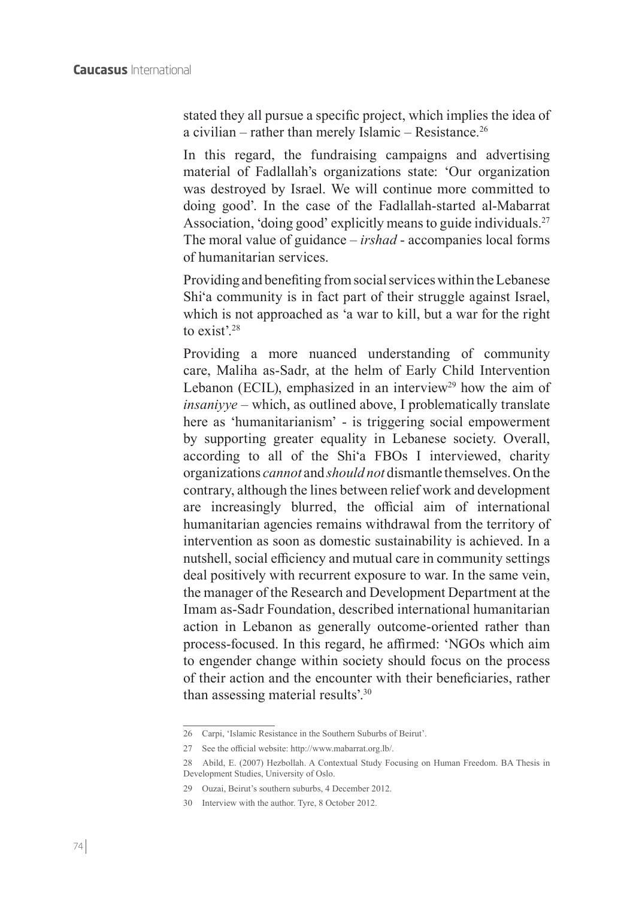stated they all pursue a specific project, which implies the idea of a civilian – rather than merely Islamic – Resistance.[26]

In this regard, the fundraising campaigns and advertising material of Fadlallah's organizations state: 'Our organization was destroyed by Israel. We will continue more committed to doing good'. In the case of the Fadlallah-started al-Mabarrat Association, 'doing good' explicitly means to guide individuals.[27] The moral value of guidance – *irshad* - accompanies local forms of humanitarian services.

Providing and benefiting from social services within the Lebanese Shi'a community is in fact part of their struggle against Israel, which is not approached as 'a war to kill, but a war for the right to exist'.[28]

Providing a more nuanced understanding of community care, Maliha as-Sadr, at the helm of Early Child Intervention Lebanon (ECIL), emphasized in an interview[29] how the aim of *insaniyye* – which, as outlined above, I problematically translate here as 'humanitarianism' - is triggering social empowerment by supporting greater equality in Lebanese society. Overall, according to all of the Shi'a FBOs I interviewed, charity organizations *cannot* and *should not* dismantle themselves. On the contrary, although the lines between relief work and development are increasingly blurred, the official aim of international humanitarian agencies remains withdrawal from the territory of intervention as soon as domestic sustainability is achieved. In a nutshell, social efficiency and mutual care in community settings deal positively with recurrent exposure to war. In the same vein, the manager of the Research and Development Department at the Imam as-Sadr Foundation, described international humanitarian action in Lebanon as generally outcome-oriented rather than process-focused. In this regard, he affirmed: 'NGOs which aim to engender change within society should focus on the process of their action and the encounter with their beneficiaries, rather than assessing material results'.[30]

---

26 Carpi, 'Islamic Resistance in the Southern Suburbs of Beirut'.

27 See the official website: http://www.mabarrat.org.lb/.

28 Abild, E. (2007) Hezbollah. A Contextual Study Focusing on Human Freedom. BA Thesis in Development Studies, University of Oslo.

29 Ouzai, Beirut's southern suburbs, 4 December 2012.

30 Interview with the author. Tyre, 8 October 2012.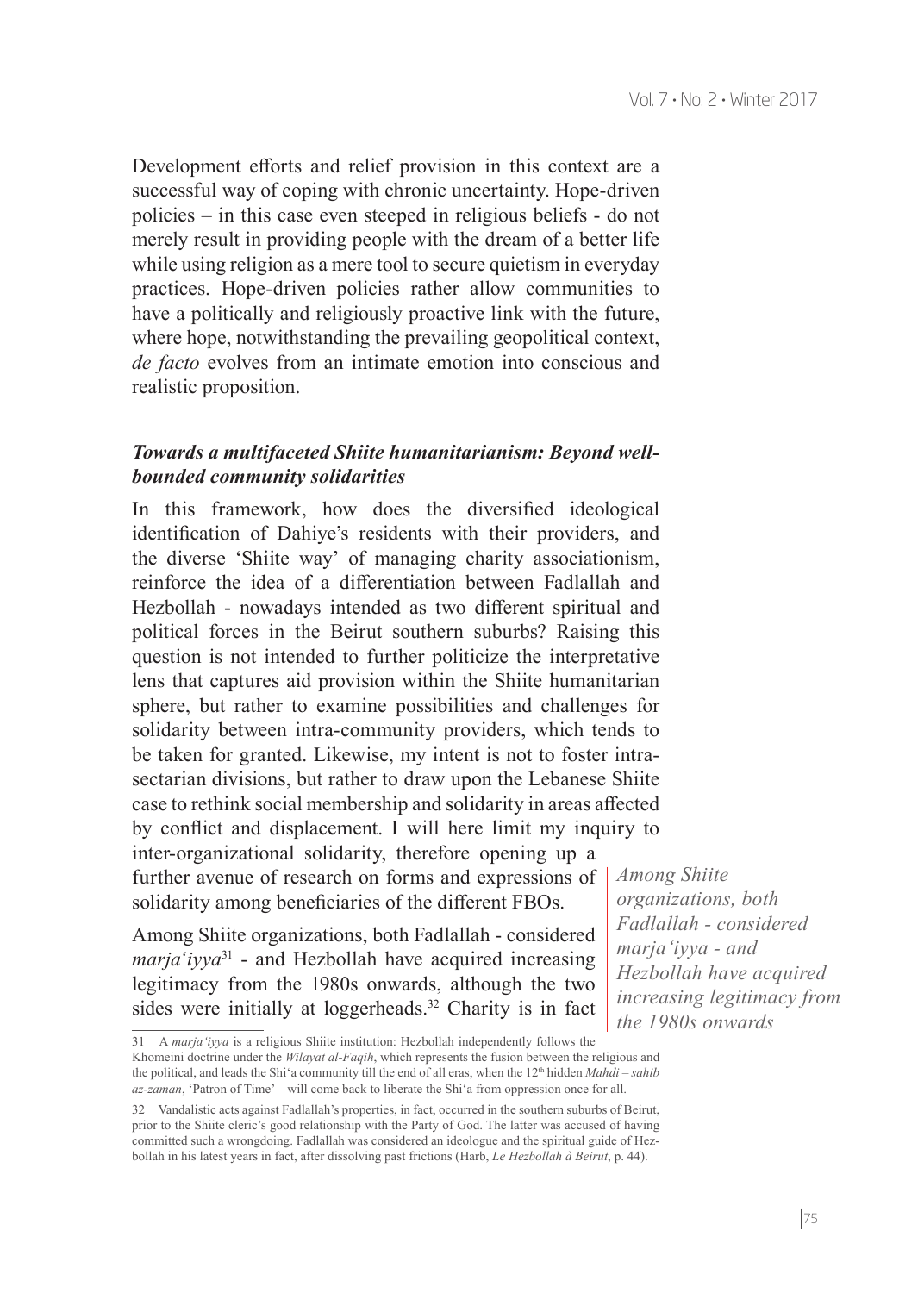Development efforts and relief provision in this context are a successful way of coping with chronic uncertainty. Hope-driven policies – in this case even steeped in religious beliefs - do not merely result in providing people with the dream of a better life while using religion as a mere tool to secure quietism in everyday practices. Hope-driven policies rather allow communities to have a politically and religiously proactive link with the future, where hope, notwithstanding the prevailing geopolitical context, *de facto* evolves from an intimate emotion into conscious and realistic proposition.

### *Towards a multifaceted Shiite humanitarianism: Beyond well-bounded community solidarities*

In this framework, how does the diversified ideological identification of Dahiye's residents with their providers, and the diverse 'Shiite way' of managing charity associationism, reinforce the idea of a differentiation between Fadlallah and Hezbollah - nowadays intended as two different spiritual and political forces in the Beirut southern suburbs? Raising this question is not intended to further politicize the interpretative lens that captures aid provision within the Shiite humanitarian sphere, but rather to examine possibilities and challenges for solidarity between intra-community providers, which tends to be taken for granted. Likewise, my intent is not to foster intra-sectarian divisions, but rather to draw upon the Lebanese Shiite case to rethink social membership and solidarity in areas affected by conflict and displacement. I will here limit my inquiry to inter-organizational solidarity, therefore opening up a further avenue of research on forms and expressions of solidarity among beneficiaries of the different FBOs.

Among Shiite organizations, both Fadlallah - considered *marja'iyya*[31] - and Hezbollah have acquired increasing legitimacy from the 1980s onwards, although the two sides were initially at loggerheads.[32] Charity is in fact

*Among Shiite organizations, both Fadlallah - considered marja'iyya - and Hezbollah have acquired increasing legitimacy from the 1980s onwards*

31 A *marja'iyya* is a religious Shiite institution: Hezbollah independently follows the Khomeini doctrine under the *Wilayat al-Faqih*, which represents the fusion between the religious and the political, and leads the Shi'a community till the end of all eras, when the 12th hidden *Mahdi – sahib az-zaman*, 'Patron of Time' – will come back to liberate the Shi'a from oppression once for all.

32 Vandalistic acts against Fadlallah's properties, in fact, occurred in the southern suburbs of Beirut, prior to the Shiite cleric's good relationship with the Party of God. The latter was accused of having committed such a wrongdoing. Fadlallah was considered an ideologue and the spiritual guide of Hezbollah in his latest years in fact, after dissolving past frictions (Harb, *Le Hezbollah à Beirut*, p. 44).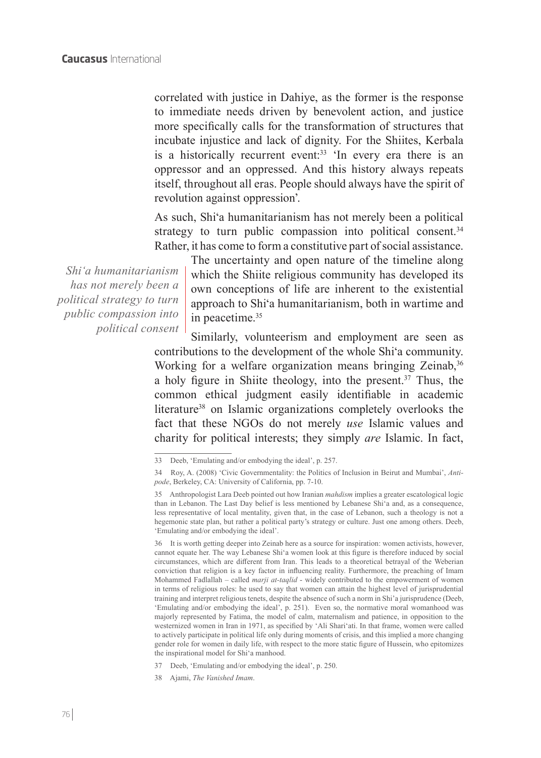correlated with justice in Dahiye, as the former is the response to immediate needs driven by benevolent action, and justice more specifically calls for the transformation of structures that incubate injustice and lack of dignity. For the Shiites, Kerbala is a historically recurrent event:[33] 'In every era there is an oppressor and an oppressed. And this history always repeats itself, throughout all eras. People should always have the spirit of revolution against oppression'.

As such, Shi'a humanitarianism has not merely been a political strategy to turn public compassion into political consent.[34] Rather, it has come to form a constitutive part of social assistance. The uncertainty and open nature of the timeline along which the Shiite religious community has developed its own conceptions of life are inherent to the existential approach to Shi'a humanitarianism, both in wartime and in peacetime.[35]

*Shi'a humanitarianism has not merely been a political strategy to turn public compassion into political consent*

Similarly, volunteerism and employment are seen as contributions to the development of the whole Shi'a community. Working for a welfare organization means bringing Zeinab,[36] a holy figure in Shiite theology, into the present.[37] Thus, the common ethical judgment easily identifiable in academic literature[38] on Islamic organizations completely overlooks the fact that these NGOs do not merely *use* Islamic values and charity for political interests; they simply *are* Islamic. In fact,

---

33 Deeb, 'Emulating and/or embodying the ideal', p. 257.

34 Roy, A. (2008) 'Civic Governmentality: the Politics of Inclusion in Beirut and Mumbai', *Antipode*, Berkeley, CA: University of California, pp. 7-10.

35 Anthropologist Lara Deeb pointed out how Iranian *mahdism* implies a greater escatological logic than in Lebanon. The Last Day belief is less mentioned by Lebanese Shi'a and, as a consequence, less representative of local mentality, given that, in the case of Lebanon, such a theology is not a hegemonic state plan, but rather a political party's strategy or culture. Just one among others. Deeb, 'Emulating and/or embodying the ideal'.

36 It is worth getting deeper into Zeinab here as a source for inspiration: women activists, however, cannot equate her. The way Lebanese Shi'a women look at this figure is therefore induced by social circumstances, which are different from Iran. This leads to a theoretical betrayal of the Weberian conviction that religion is a key factor in influencing reality. Furthermore, the preaching of Imam Mohammed Fadlallah – called *marji at-taqlid* - widely contributed to the empowerment of women in terms of religious roles: he used to say that women can attain the highest level of jurisprudential training and interpret religious tenets, despite the absence of such a norm in Shi'a jurisprudence (Deeb, 'Emulating and/or embodying the ideal', p. 251). Even so, the normative moral womanhood was majorly represented by Fatima, the model of calm, maternalism and patience, in opposition to the westernized women in Iran in 1971, as specified by 'Ali Shari'ati. In that frame, women were called to actively participate in political life only during moments of crisis, and this implied a more changing gender role for women in daily life, with respect to the more static figure of Hussein, who epitomizes the inspirational model for Shi'a manhood.

37 Deeb, 'Emulating and/or embodying the ideal', p. 250.

38 Ajami, *The Vanished Imam*.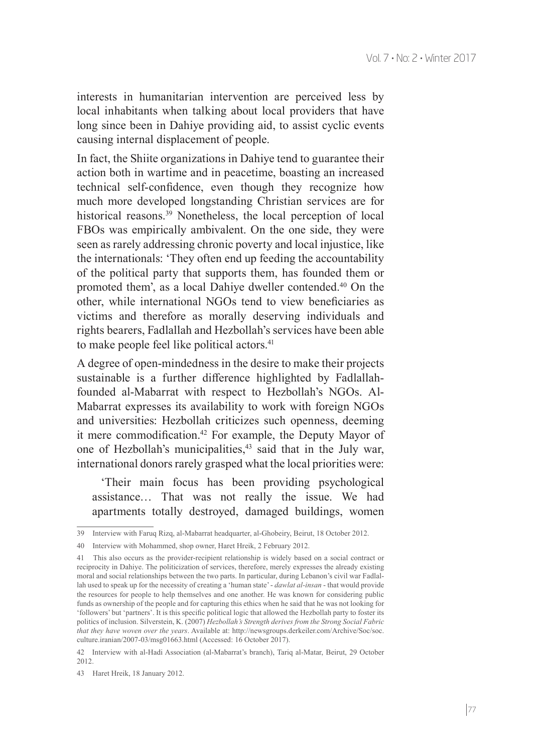interests in humanitarian intervention are perceived less by local inhabitants when talking about local providers that have long since been in Dahiye providing aid, to assist cyclic events causing internal displacement of people.

In fact, the Shiite organizations in Dahiye tend to guarantee their action both in wartime and in peacetime, boasting an increased technical self-confidence, even though they recognize how much more developed longstanding Christian services are for historical reasons.[39] Nonetheless, the local perception of local FBOs was empirically ambivalent. On the one side, they were seen as rarely addressing chronic poverty and local injustice, like the internationals: 'They often end up feeding the accountability of the political party that supports them, has founded them or promoted them', as a local Dahiye dweller contended.[40] On the other, while international NGOs tend to view beneficiaries as victims and therefore as morally deserving individuals and rights bearers, Fadlallah and Hezbollah's services have been able to make people feel like political actors.[41]

A degree of open-mindedness in the desire to make their projects sustainable is a further difference highlighted by Fadlallah-founded al-Mabarrat with respect to Hezbollah's NGOs. Al-Mabarrat expresses its availability to work with foreign NGOs and universities: Hezbollah criticizes such openness, deeming it mere commodification.[42] For example, the Deputy Mayor of one of Hezbollah's municipalities,[43] said that in the July war, international donors rarely grasped what the local priorities were:

> 'Their main focus has been providing psychological assistance… That was not really the issue. We had apartments totally destroyed, damaged buildings, women

---

39 Interview with Faruq Rizq, al-Mabarrat headquarter, al-Ghobeiry, Beirut, 18 October 2012.

40 Interview with Mohammed, shop owner, Haret Hreik, 2 February 2012.

41 This also occurs as the provider-recipient relationship is widely based on a social contract or reciprocity in Dahiye. The politicization of services, therefore, merely expresses the already existing moral and social relationships between the two parts. In particular, during Lebanon's civil war Fadlallah used to speak up for the necessity of creating a 'human state' - *dawlat al-insan* - that would provide the resources for people to help themselves and one another. He was known for considering public funds as ownership of the people and for capturing this ethics when he said that he was not looking for 'followers' but 'partners'. It is this specific political logic that allowed the Hezbollah party to foster its politics of inclusion. Silverstein, K. (2007) *Hezbollah's Strength derives from the Strong Social Fabric that they have woven over the years*. Available at: http://newsgroups.derkeiler.com/Archive/Soc/soc.culture.iranian/2007-03/msg01663.html (Accessed: 16 October 2017).

42 Interview with al-Hadi Association (al-Mabarrat's branch), Tariq al-Matar, Beirut, 29 October 2012.

43 Haret Hreik, 18 January 2012.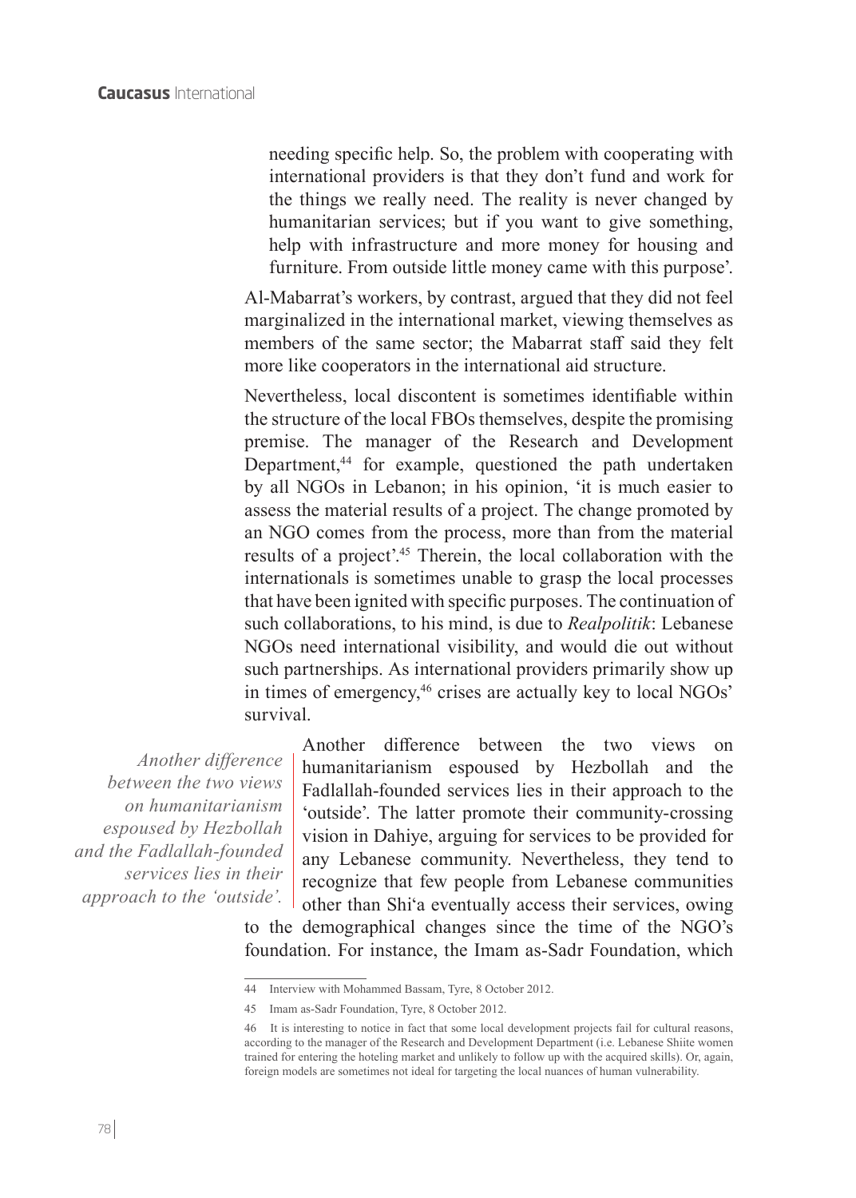> needing specific help. So, the problem with cooperating with international providers is that they don't fund and work for the things we really need. The reality is never changed by humanitarian services; but if you want to give something, help with infrastructure and more money for housing and furniture. From outside little money came with this purpose'.

Al-Mabarrat's workers, by contrast, argued that they did not feel marginalized in the international market, viewing themselves as members of the same sector; the Mabarrat staff said they felt more like cooperators in the international aid structure.

Nevertheless, local discontent is sometimes identifiable within the structure of the local FBOs themselves, despite the promising premise. The manager of the Research and Development Department,[44] for example, questioned the path undertaken by all NGOs in Lebanon; in his opinion, 'it is much easier to assess the material results of a project. The change promoted by an NGO comes from the process, more than from the material results of a project'.[45] Therein, the local collaboration with the internationals is sometimes unable to grasp the local processes that have been ignited with specific purposes. The continuation of such collaborations, to his mind, is due to *Realpolitik*: Lebanese NGOs need international visibility, and would die out without such partnerships. As international providers primarily show up in times of emergency,[46] crises are actually key to local NGOs' survival.

*Another difference between the two views on humanitarianism espoused by Hezbollah and the Fadlallah-founded services lies in their approach to the 'outside'.*

Another difference between the two views on humanitarianism espoused by Hezbollah and the Fadlallah-founded services lies in their approach to the 'outside'. The latter promote their community-crossing vision in Dahiye, arguing for services to be provided for any Lebanese community. Nevertheless, they tend to recognize that few people from Lebanese communities other than Shi'a eventually access their services, owing to the demographical changes since the time of the NGO's foundation. For instance, the Imam as-Sadr Foundation, which

---

44 Interview with Mohammed Bassam, Tyre, 8 October 2012.

45 Imam as-Sadr Foundation, Tyre, 8 October 2012.

46 It is interesting to notice in fact that some local development projects fail for cultural reasons, according to the manager of the Research and Development Department (i.e. Lebanese Shiite women trained for entering the hoteling market and unlikely to follow up with the acquired skills). Or, again, foreign models are sometimes not ideal for targeting the local nuances of human vulnerability.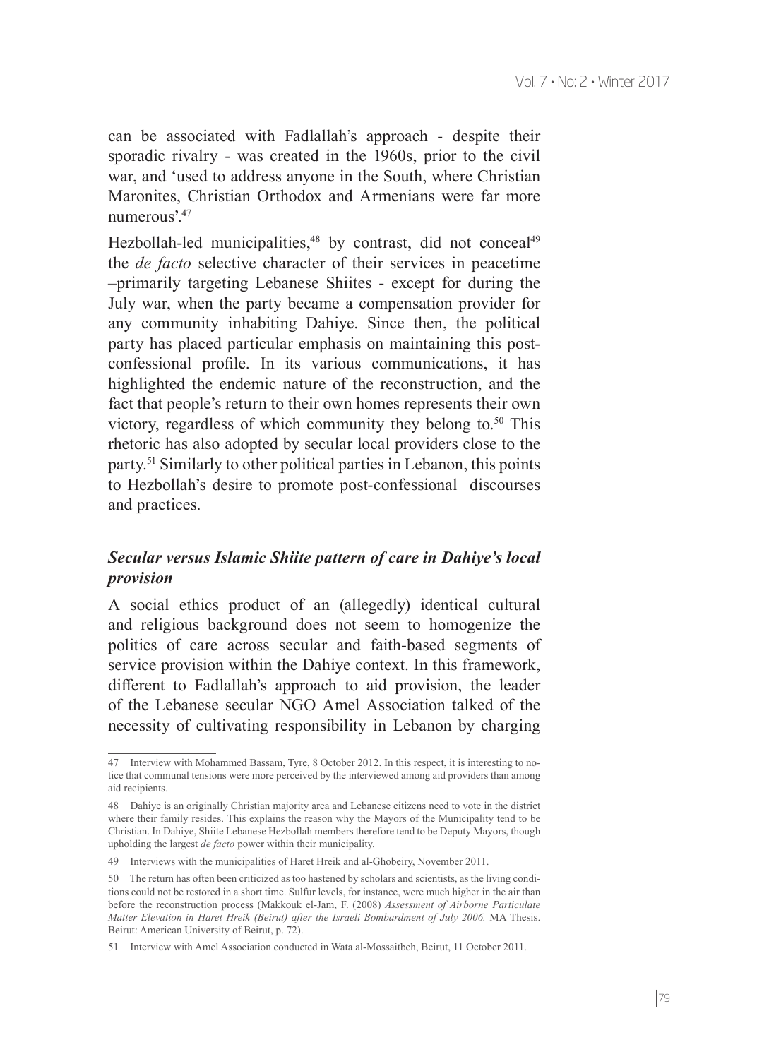can be associated with Fadlallah's approach - despite their sporadic rivalry - was created in the 1960s, prior to the civil war, and 'used to address anyone in the South, where Christian Maronites, Christian Orthodox and Armenians were far more numerous'.[47]

Hezbollah-led municipalities,[48] by contrast, did not conceal[49] the *de facto* selective character of their services in peacetime –primarily targeting Lebanese Shiites - except for during the July war, when the party became a compensation provider for any community inhabiting Dahiye. Since then, the political party has placed particular emphasis on maintaining this post-confessional profile. In its various communications, it has highlighted the endemic nature of the reconstruction, and the fact that people's return to their own homes represents their own victory, regardless of which community they belong to.[50] This rhetoric has also adopted by secular local providers close to the party.[51] Similarly to other political parties in Lebanon, this points to Hezbollah's desire to promote post-confessional discourses and practices.

### *Secular versus Islamic Shiite pattern of care in Dahiye's local provision*

A social ethics product of an (allegedly) identical cultural and religious background does not seem to homogenize the politics of care across secular and faith-based segments of service provision within the Dahiye context. In this framework, different to Fadlallah's approach to aid provision, the leader of the Lebanese secular NGO Amel Association talked of the necessity of cultivating responsibility in Lebanon by charging

---

47 Interview with Mohammed Bassam, Tyre, 8 October 2012. In this respect, it is interesting to notice that communal tensions were more perceived by the interviewed among aid providers than among aid recipients.

48 Dahiye is an originally Christian majority area and Lebanese citizens need to vote in the district where their family resides. This explains the reason why the Mayors of the Municipality tend to be Christian. In Dahiye, Shiite Lebanese Hezbollah members therefore tend to be Deputy Mayors, though upholding the largest *de facto* power within their municipality.

49 Interviews with the municipalities of Haret Hreik and al-Ghobeiry, November 2011.

50 The return has often been criticized as too hastened by scholars and scientists, as the living conditions could not be restored in a short time. Sulfur levels, for instance, were much higher in the air than before the reconstruction process (Makkouk el-Jam, F. (2008) *Assessment of Airborne Particulate Matter Elevation in Haret Hreik (Beirut) after the Israeli Bombardment of July 2006.* MA Thesis. Beirut: American University of Beirut, p. 72).

51 Interview with Amel Association conducted in Wata al-Mossaitbeh, Beirut, 11 October 2011.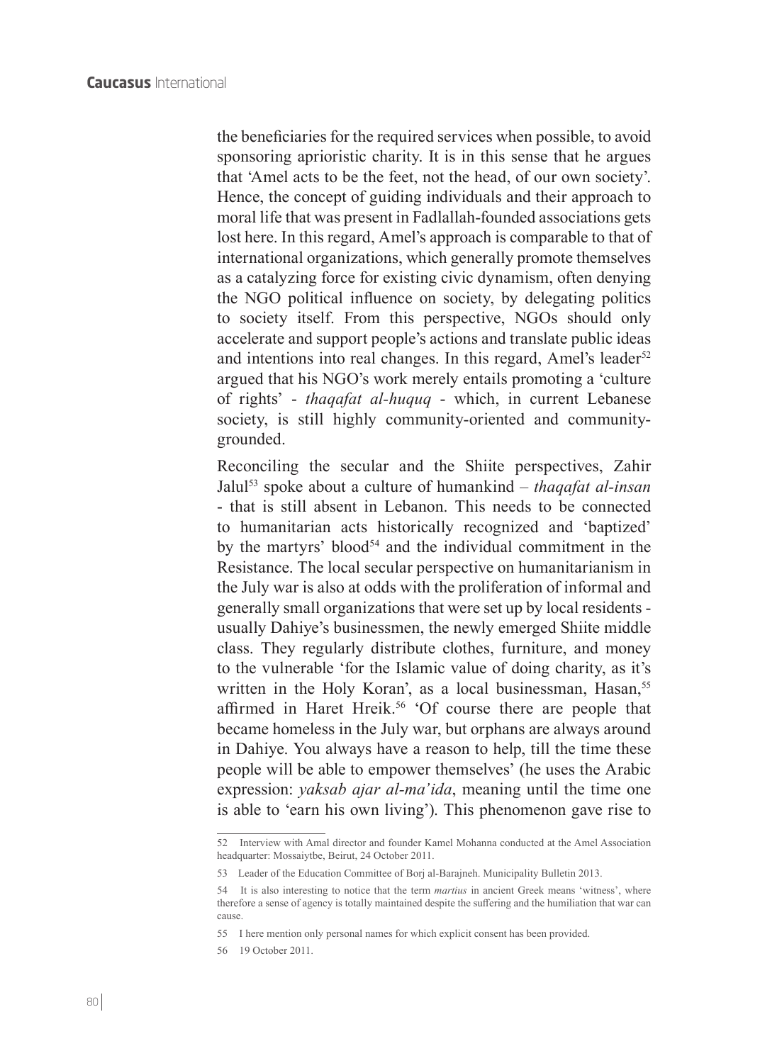the beneficiaries for the required services when possible, to avoid sponsoring aprioristic charity. It is in this sense that he argues that 'Amel acts to be the feet, not the head, of our own society'. Hence, the concept of guiding individuals and their approach to moral life that was present in Fadlallah-founded associations gets lost here. In this regard, Amel's approach is comparable to that of international organizations, which generally promote themselves as a catalyzing force for existing civic dynamism, often denying the NGO political influence on society, by delegating politics to society itself. From this perspective, NGOs should only accelerate and support people's actions and translate public ideas and intentions into real changes. In this regard, Amel's leader[52] argued that his NGO's work merely entails promoting a 'culture of rights' - *thaqafat al-huquq* - which, in current Lebanese society, is still highly community-oriented and community-grounded.

Reconciling the secular and the Shiite perspectives, Zahir Jalul[53] spoke about a culture of humankind – *thaqafat al-insan* - that is still absent in Lebanon. This needs to be connected to humanitarian acts historically recognized and 'baptized' by the martyrs' blood[54] and the individual commitment in the Resistance. The local secular perspective on humanitarianism in the July war is also at odds with the proliferation of informal and generally small organizations that were set up by local residents - usually Dahiye's businessmen, the newly emerged Shiite middle class. They regularly distribute clothes, furniture, and money to the vulnerable 'for the Islamic value of doing charity, as it's written in the Holy Koran', as a local businessman, Hasan,[55] affirmed in Haret Hreik.[56] 'Of course there are people that became homeless in the July war, but orphans are always around in Dahiye. You always have a reason to help, till the time these people will be able to empower themselves' (he uses the Arabic expression: *yaksab ajar al-ma'ida*, meaning until the time one is able to 'earn his own living'). This phenomenon gave rise to

52 Interview with Amal director and founder Kamel Mohanna conducted at the Amel Association headquarter: Mossaiytbe, Beirut, 24 October 2011.

53 Leader of the Education Committee of Borj al-Barajneh. Municipality Bulletin 2013.

54 It is also interesting to notice that the term *martius* in ancient Greek means 'witness', where therefore a sense of agency is totally maintained despite the suffering and the humiliation that war can cause.

55 I here mention only personal names for which explicit consent has been provided.

56 19 October 2011.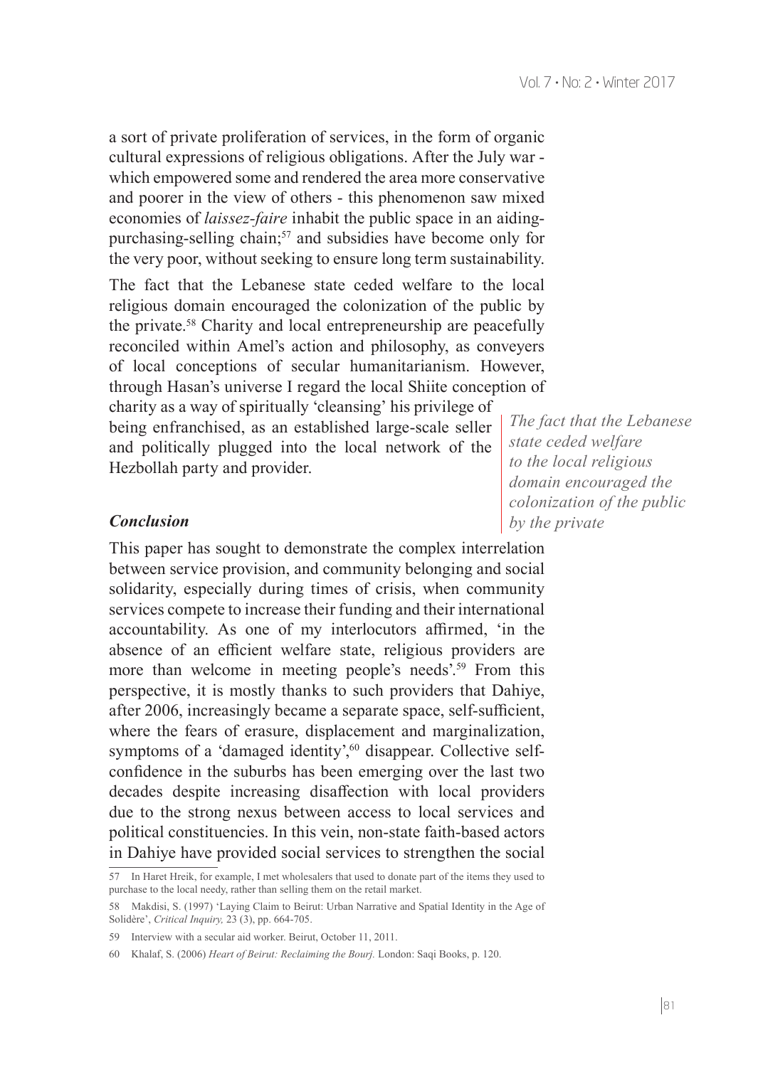a sort of private proliferation of services, in the form of organic cultural expressions of religious obligations. After the July war - which empowered some and rendered the area more conservative and poorer in the view of others - this phenomenon saw mixed economies of *laissez-faire* inhabit the public space in an aiding-purchasing-selling chain;[57] and subsidies have become only for the very poor, without seeking to ensure long term sustainability.

The fact that the Lebanese state ceded welfare to the local religious domain encouraged the colonization of the public by the private.[58] Charity and local entrepreneurship are peacefully reconciled within Amel's action and philosophy, as conveyers of local conceptions of secular humanitarianism. However, through Hasan's universe I regard the local Shiite conception of charity as a way of spiritually 'cleansing' his privilege of being enfranchised, as an established large-scale seller and politically plugged into the local network of the Hezbollah party and provider.

*The fact that the Lebanese state ceded welfare to the local religious domain encouraged the colonization of the public by the private*

### *Conclusion*

This paper has sought to demonstrate the complex interrelation between service provision, and community belonging and social solidarity, especially during times of crisis, when community services compete to increase their funding and their international accountability. As one of my interlocutors affirmed, 'in the absence of an efficient welfare state, religious providers are more than welcome in meeting people's needs'.[59] From this perspective, it is mostly thanks to such providers that Dahiye, after 2006, increasingly became a separate space, self-sufficient, where the fears of erasure, displacement and marginalization, symptoms of a 'damaged identity',[60] disappear. Collective self-confidence in the suburbs has been emerging over the last two decades despite increasing disaffection with local providers due to the strong nexus between access to local services and political constituencies. In this vein, non-state faith-based actors in Dahiye have provided social services to strengthen the social

57 In Haret Hreik, for example, I met wholesalers that used to donate part of the items they used to purchase to the local needy, rather than selling them on the retail market.

58 Makdisi, S. (1997) 'Laying Claim to Beirut: Urban Narrative and Spatial Identity in the Age of Solidère', *Critical Inquiry,* 23 (3), pp. 664-705.

59 Interview with a secular aid worker. Beirut, October 11, 2011.

60 Khalaf, S. (2006) *Heart of Beirut: Reclaiming the Bourj.* London: Saqi Books, p. 120.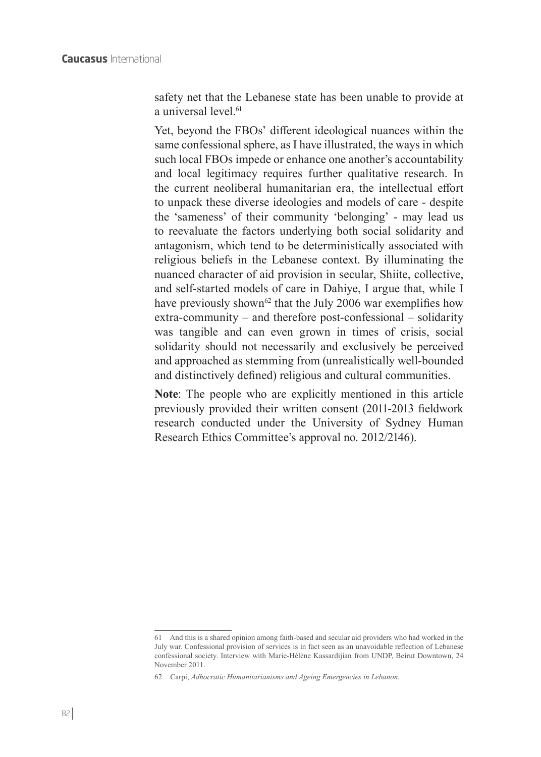safety net that the Lebanese state has been unable to provide at a universal level.[61]

Yet, beyond the FBOs' different ideological nuances within the same confessional sphere, as I have illustrated, the ways in which such local FBOs impede or enhance one another's accountability and local legitimacy requires further qualitative research. In the current neoliberal humanitarian era, the intellectual effort to unpack these diverse ideologies and models of care - despite the 'sameness' of their community 'belonging' - may lead us to reevaluate the factors underlying both social solidarity and antagonism, which tend to be deterministically associated with religious beliefs in the Lebanese context. By illuminating the nuanced character of aid provision in secular, Shiite, collective, and self-started models of care in Dahiye, I argue that, while I have previously shown[62] that the July 2006 war exemplifies how extra-community – and therefore post-confessional – solidarity was tangible and can even grown in times of crisis, social solidarity should not necessarily and exclusively be perceived and approached as stemming from (unrealistically well-bounded and distinctively defined) religious and cultural communities.

**Note**: The people who are explicitly mentioned in this article previously provided their written consent (2011-2013 fieldwork research conducted under the University of Sydney Human Research Ethics Committee's approval no. 2012/2146).

---

61 And this is a shared opinion among faith-based and secular aid providers who had worked in the July war. Confessional provision of services is in fact seen as an unavoidable reflection of Lebanese confessional society. Interview with Marie-Hélène Kassardijian from UNDP, Beirut Downtown, 24 November 2011.

62 Carpi, *Adhocratic Humanitarianisms and Ageing Emergencies in Lebanon.*